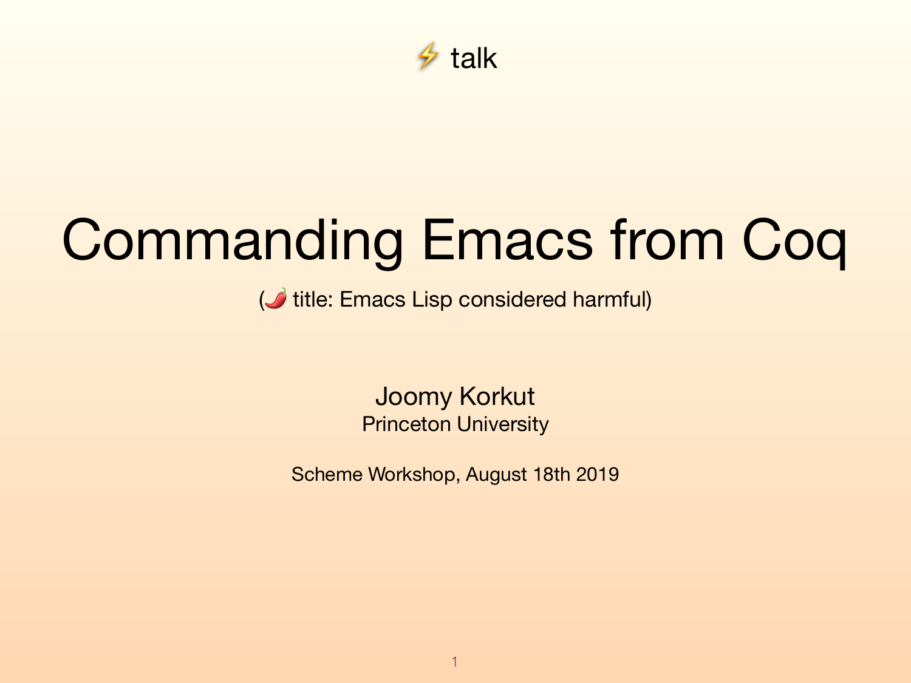⚡ talk

# Commanding Emacs from Coq

(🌶 title: Emacs Lisp considered harmful)

Joomy Korkut
Princeton University

Scheme Workshop, August 18th 2019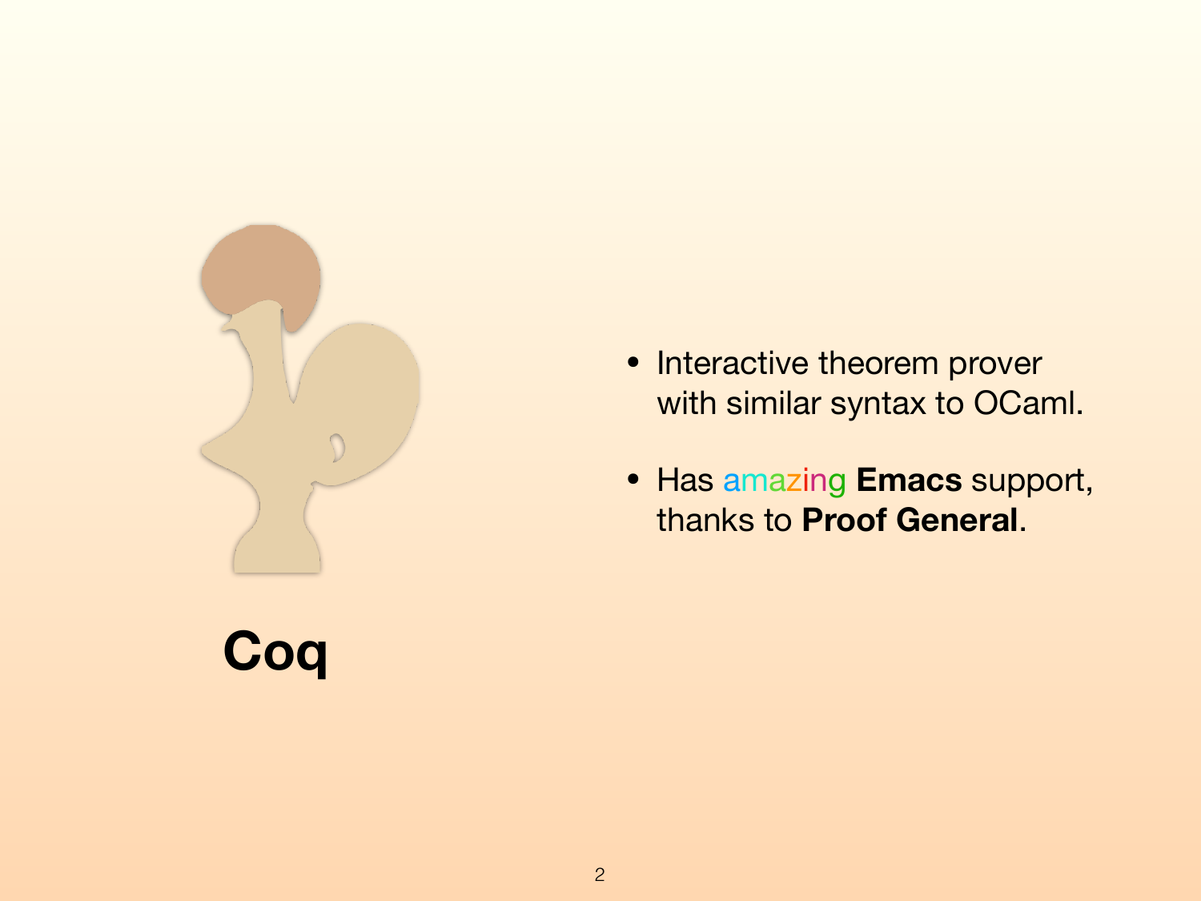# Coq

- Interactive theorem prover with similar syntax to OCaml.
- Has amazing **Emacs** support, thanks to **Proof General**.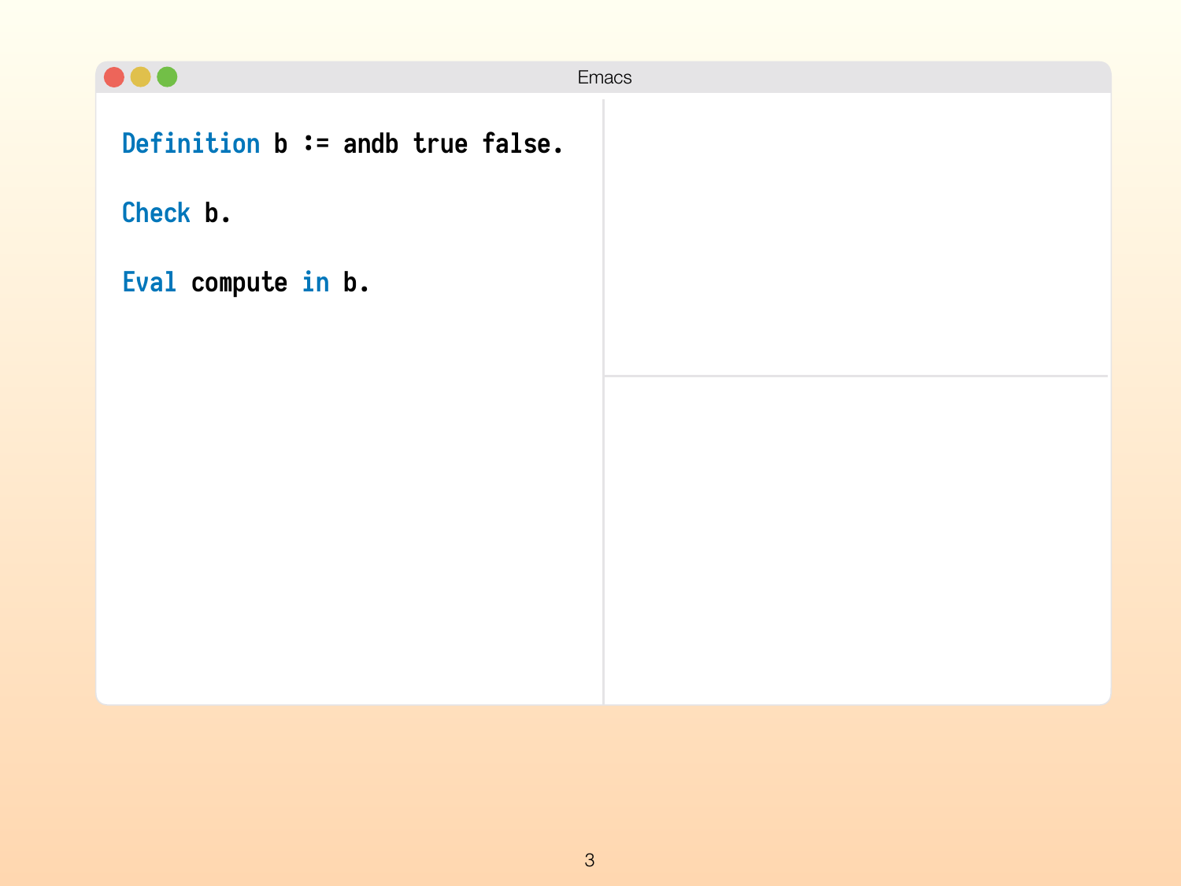Emacs

```
Definition b := andb true false.

Check b.

Eval compute in b.
```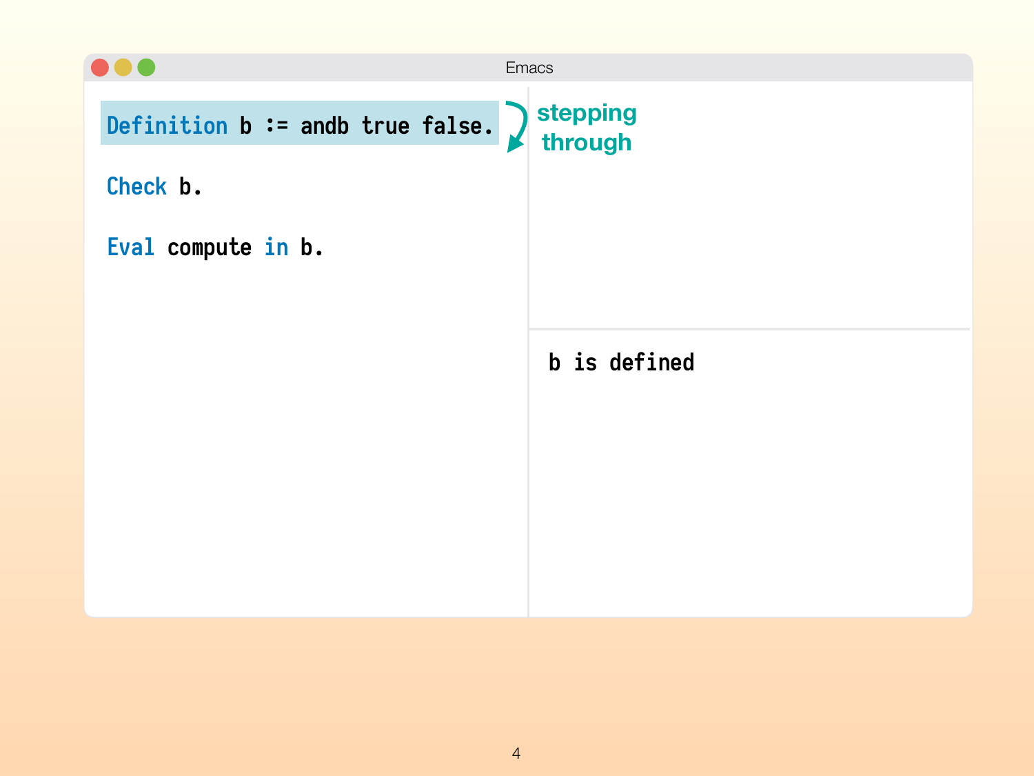Emacs

```
Definition b := andb true false.

Check b.

Eval compute in b.
```

stepping through

```
b is defined
```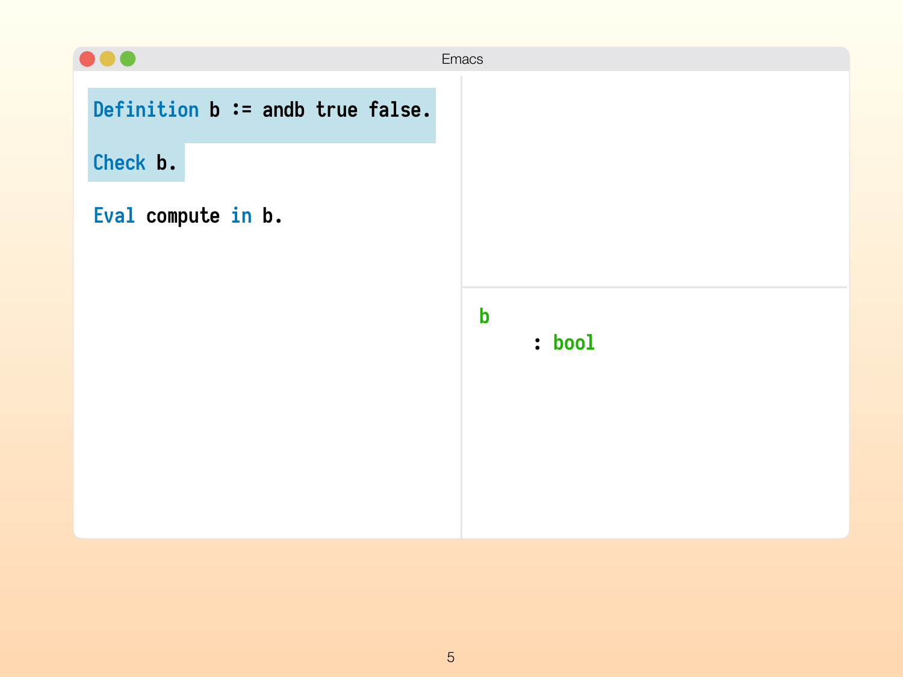Emacs

```
Definition b := andb true false.

Check b.

Eval compute in b.
```

```
b
     : bool
```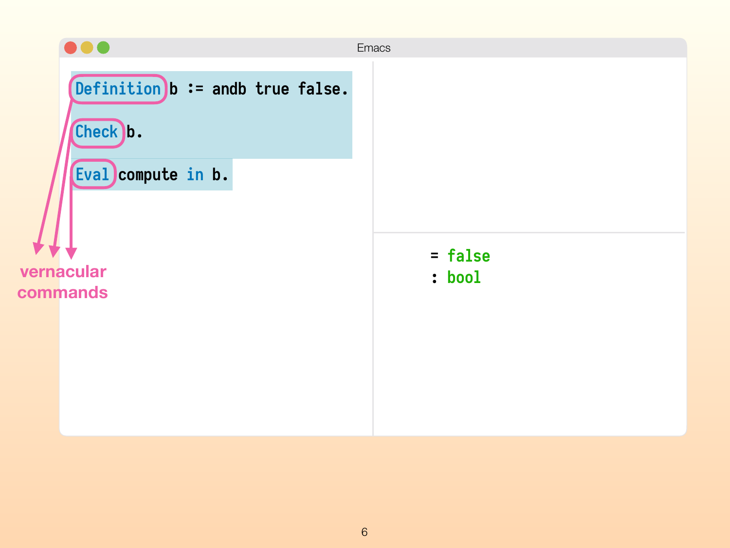```
Definition b := andb true false.

Check b.

Eval compute in b.
```

```
= false
: bool
```

vernacular commands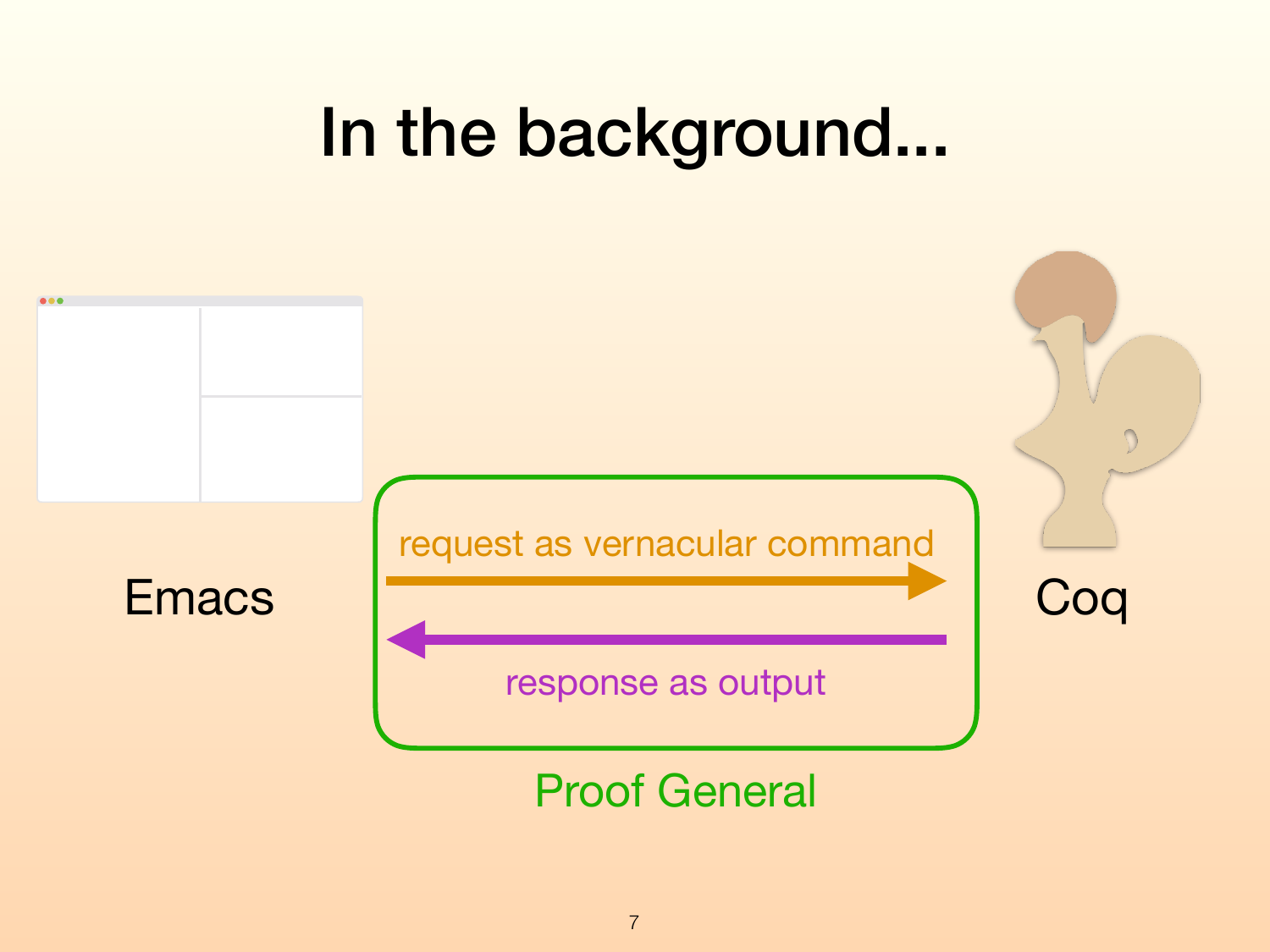# In the background...

Emacs

request as vernacular command

response as output

Proof General

Coq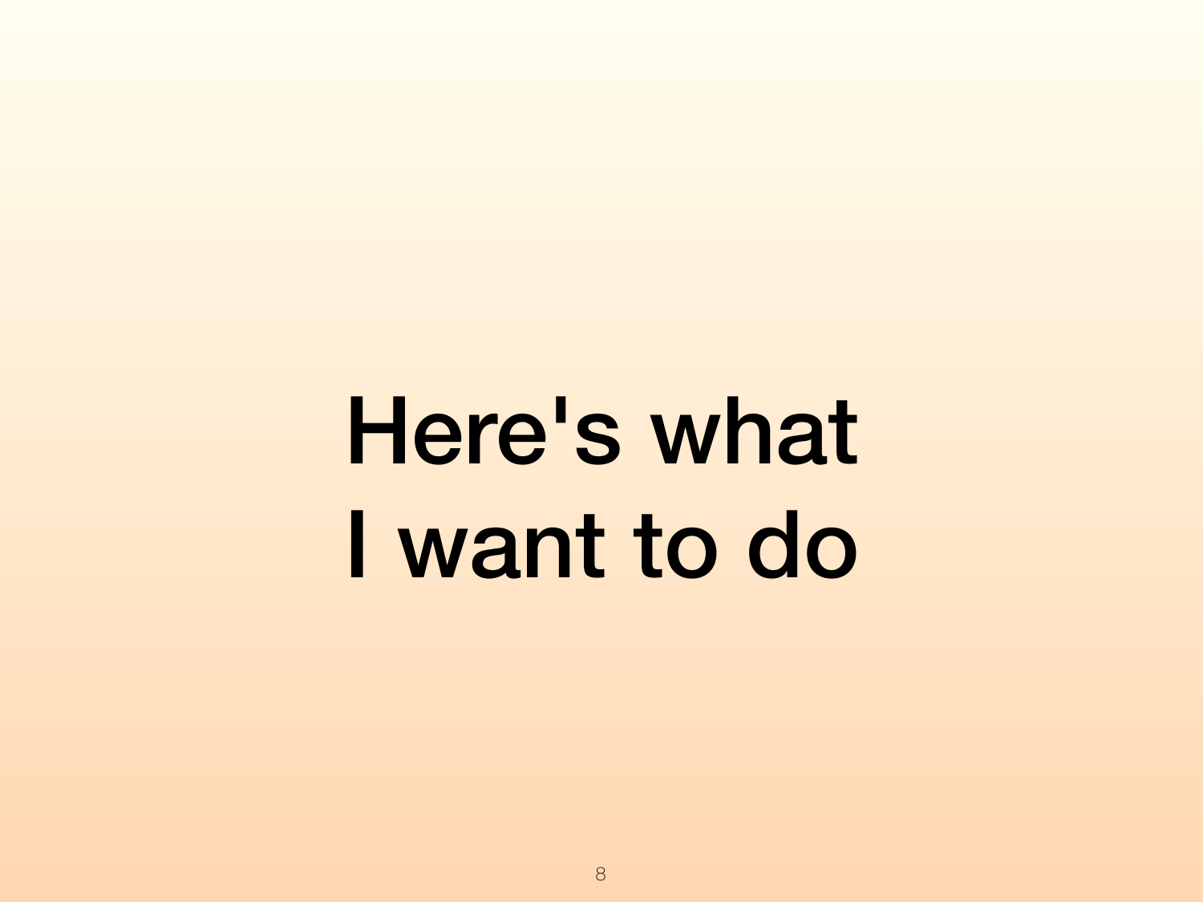# Here's what I want to do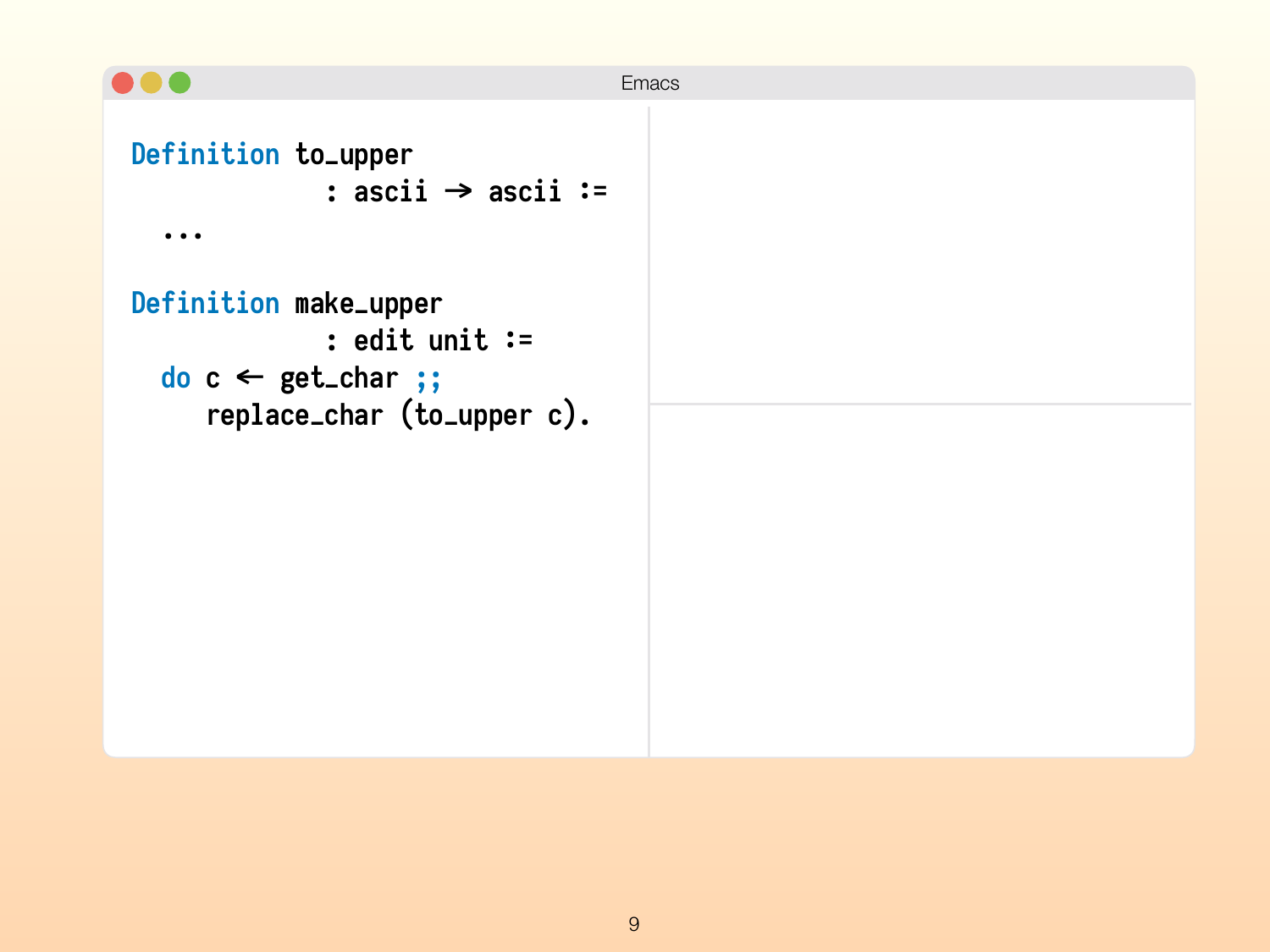```
Definition to_upper
           : ascii → ascii :=
  ...

Definition make_upper
           : edit unit :=
  do c ← get_char ;;
     replace_char (to_upper c).
```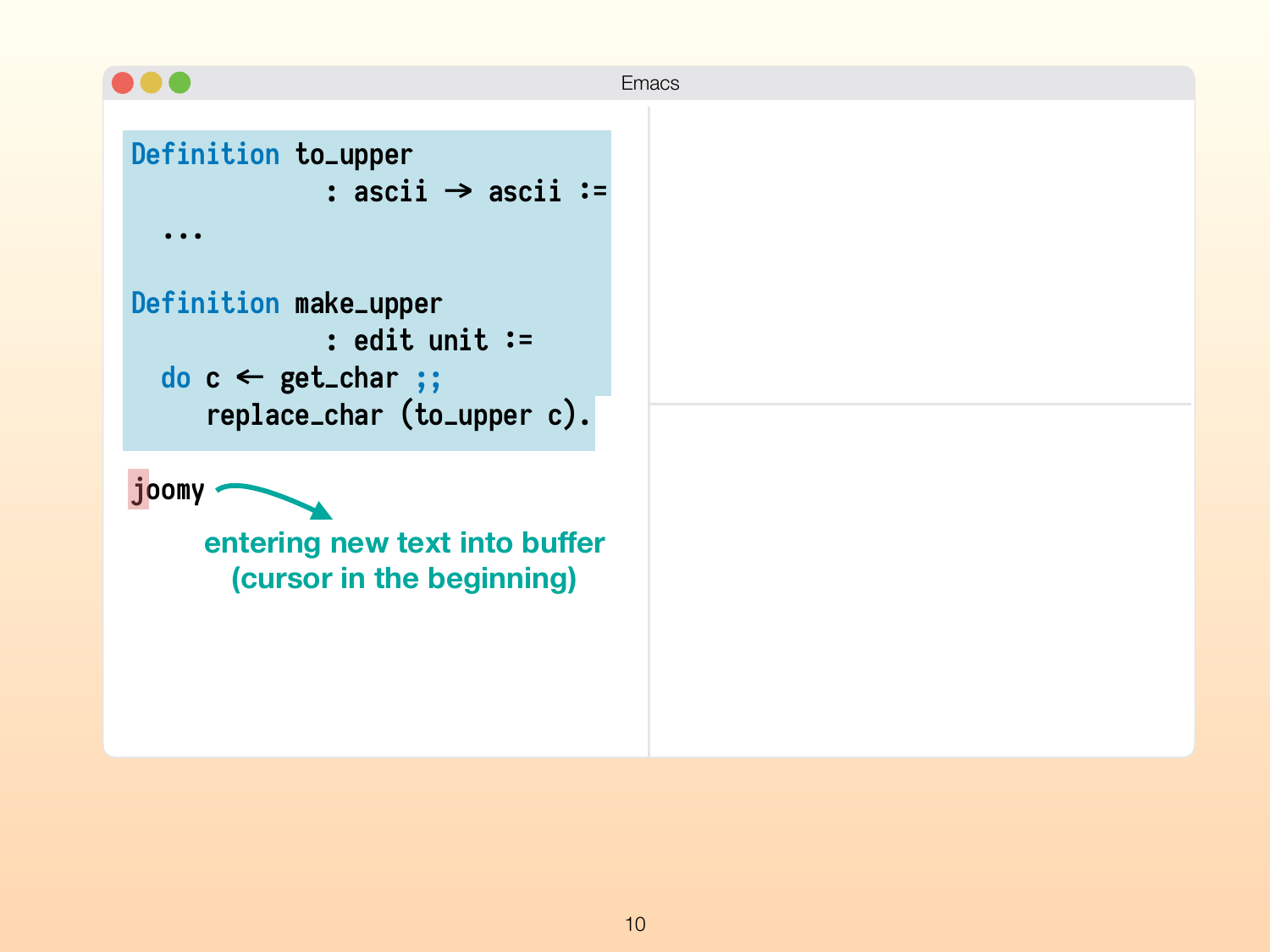Emacs

```
Definition to_upper
             : ascii → ascii :=
  ...

Definition make_upper
             : edit unit :=
  do c ← get_char ;;
     replace_char (to_upper c).
```

```
joomy
```

entering new text into buffer
(cursor in the beginning)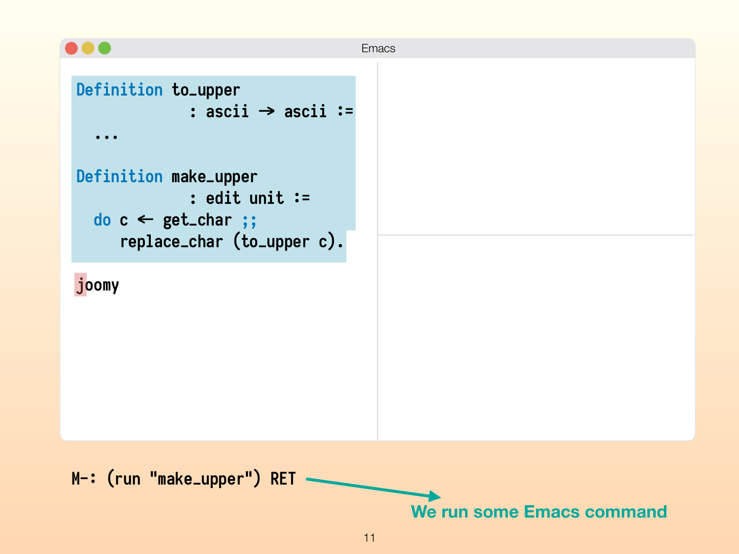Emacs

```
Definition to_upper
           : ascii → ascii :=
  ...

Definition make_upper
           : edit unit :=
  do c ← get_char ;;
     replace_char (to_upper c).

joomy
```

```
M-: (run "make_upper") RET
```

We run some Emacs command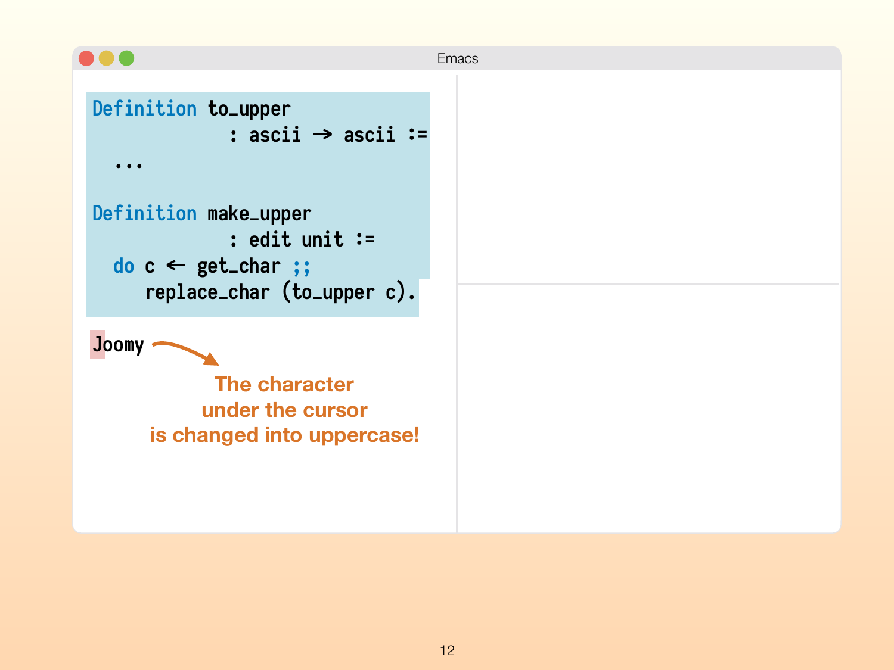Emacs

```
Definition to_upper
             : ascii → ascii :=
  ...

Definition make_upper
             : edit unit :=
  do c ← get_char ;;
     replace_char (to_upper c).
```

```
Joomy
```

The character under the cursor is changed into uppercase!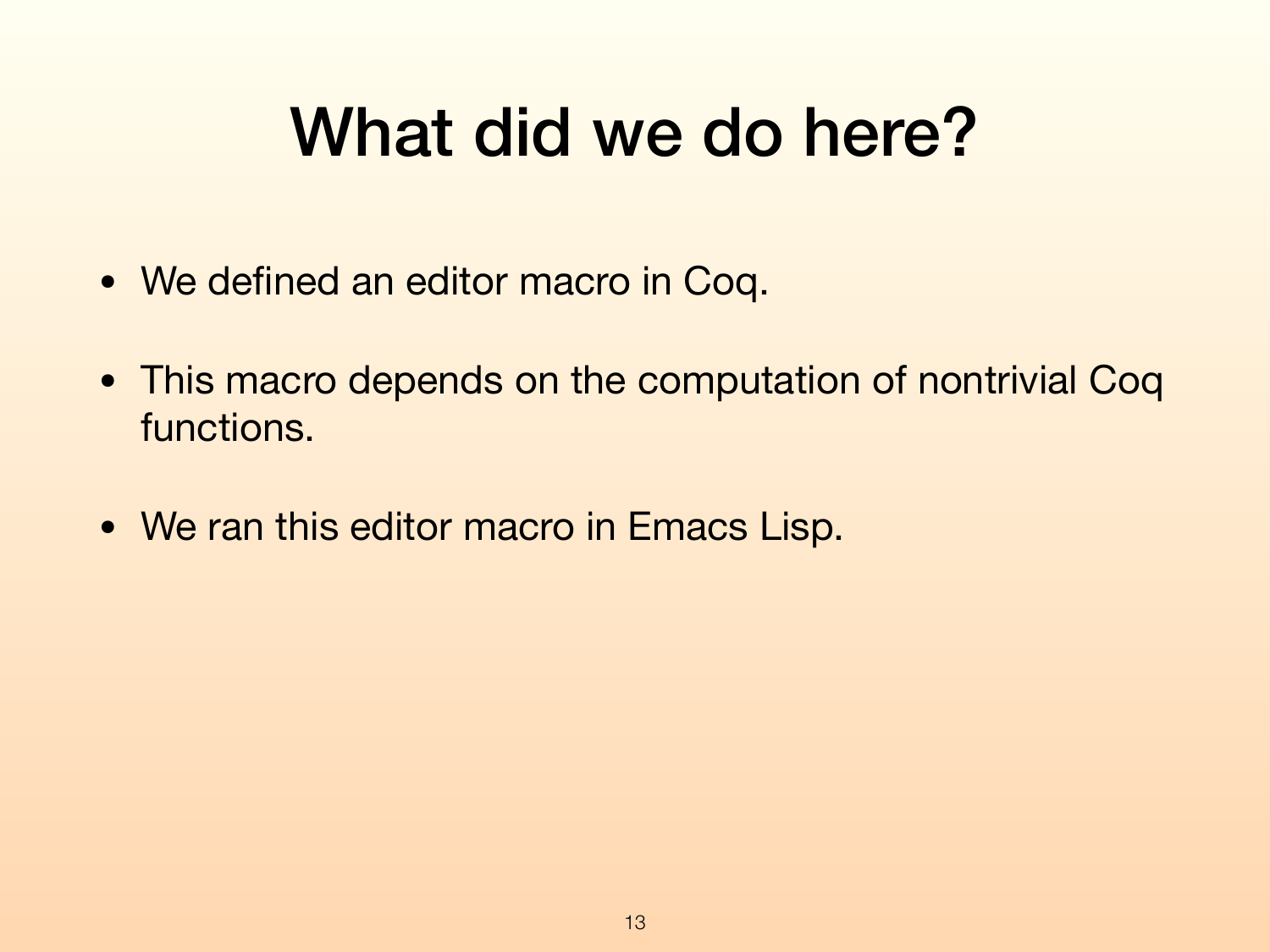# What did we do here?

- We defined an editor macro in Coq.
- This macro depends on the computation of nontrivial Coq functions.
- We ran this editor macro in Emacs Lisp.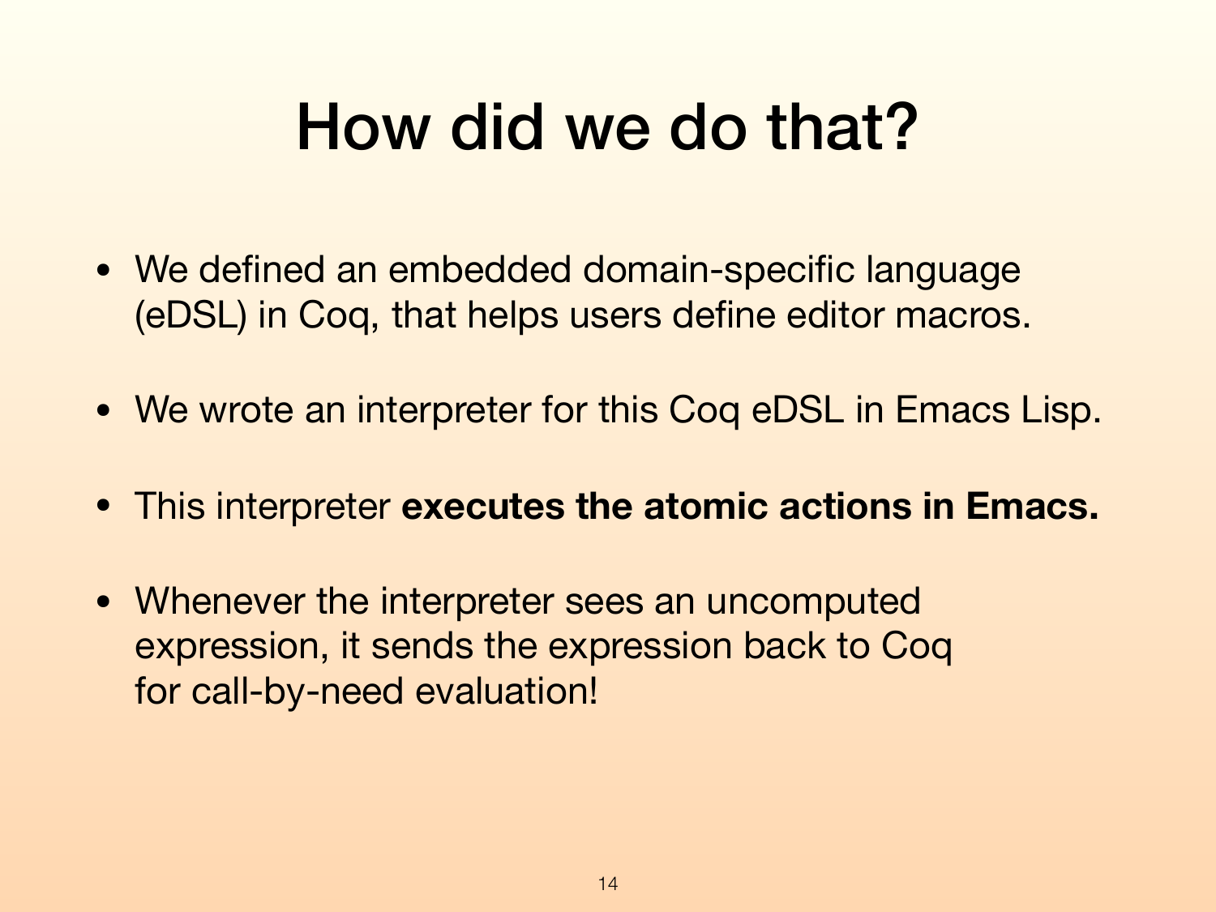# How did we do that?

- We defined an embedded domain-specific language (eDSL) in Coq, that helps users define editor macros.
- We wrote an interpreter for this Coq eDSL in Emacs Lisp.
- This interpreter **executes the atomic actions in Emacs.**
- Whenever the interpreter sees an uncomputed expression, it sends the expression back to Coq for call-by-need evaluation!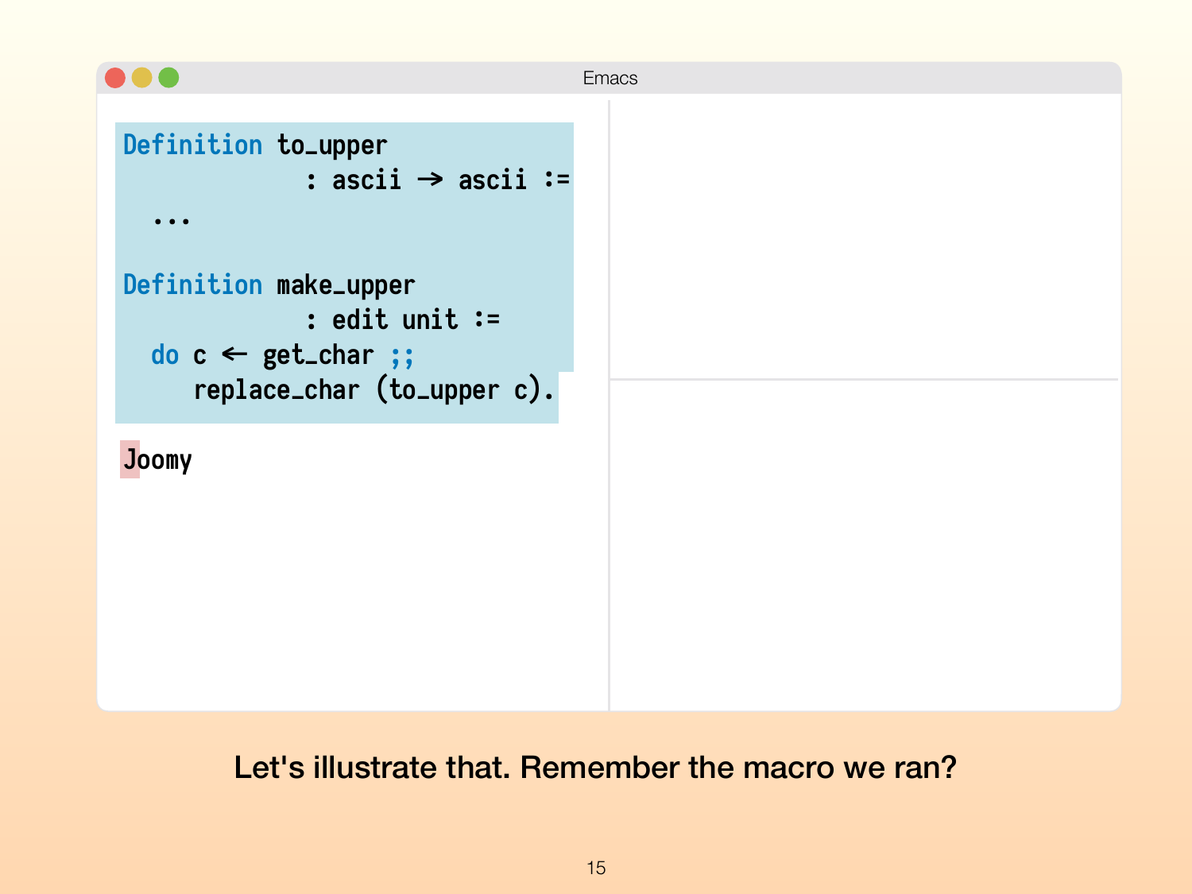```
Definition to_upper
           : ascii → ascii :=
  ...

Definition make_upper
           : edit unit :=
  do c ← get_char ;;
     replace_char (to_upper c).
```

```
Joomy
```

Let's illustrate that. Remember the macro we ran?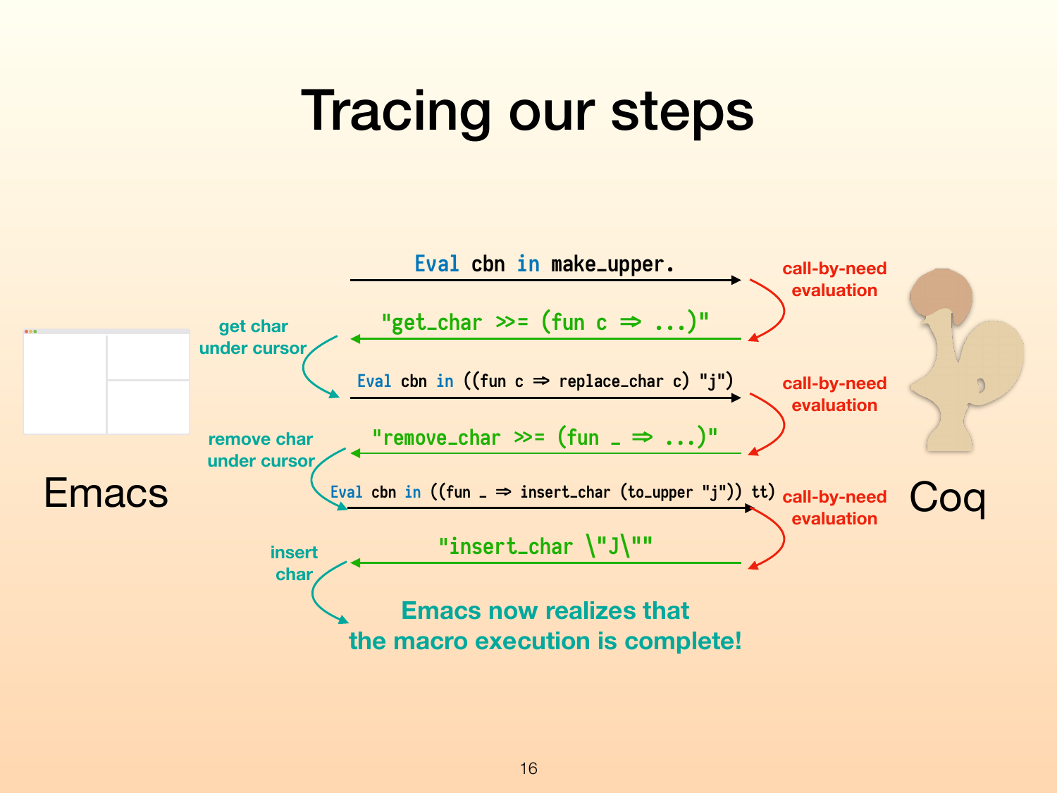# Tracing our steps

Emacs

Coq

```
Eval cbn in make_upper.
```

call-by-need evaluation

```
"get_char >>= (fun c => ...)"
```

get char under cursor

```
Eval cbn in ((fun c => replace_char c) "j")
```

call-by-need evaluation

```
"remove_char >>= (fun _ => ...)"
```

remove char under cursor

```
Eval cbn in ((fun _ => insert_char (to_upper "j")) tt)
```

call-by-need evaluation

```
"insert_char \"J\""
```

insert char

Emacs now realizes that the macro execution is complete!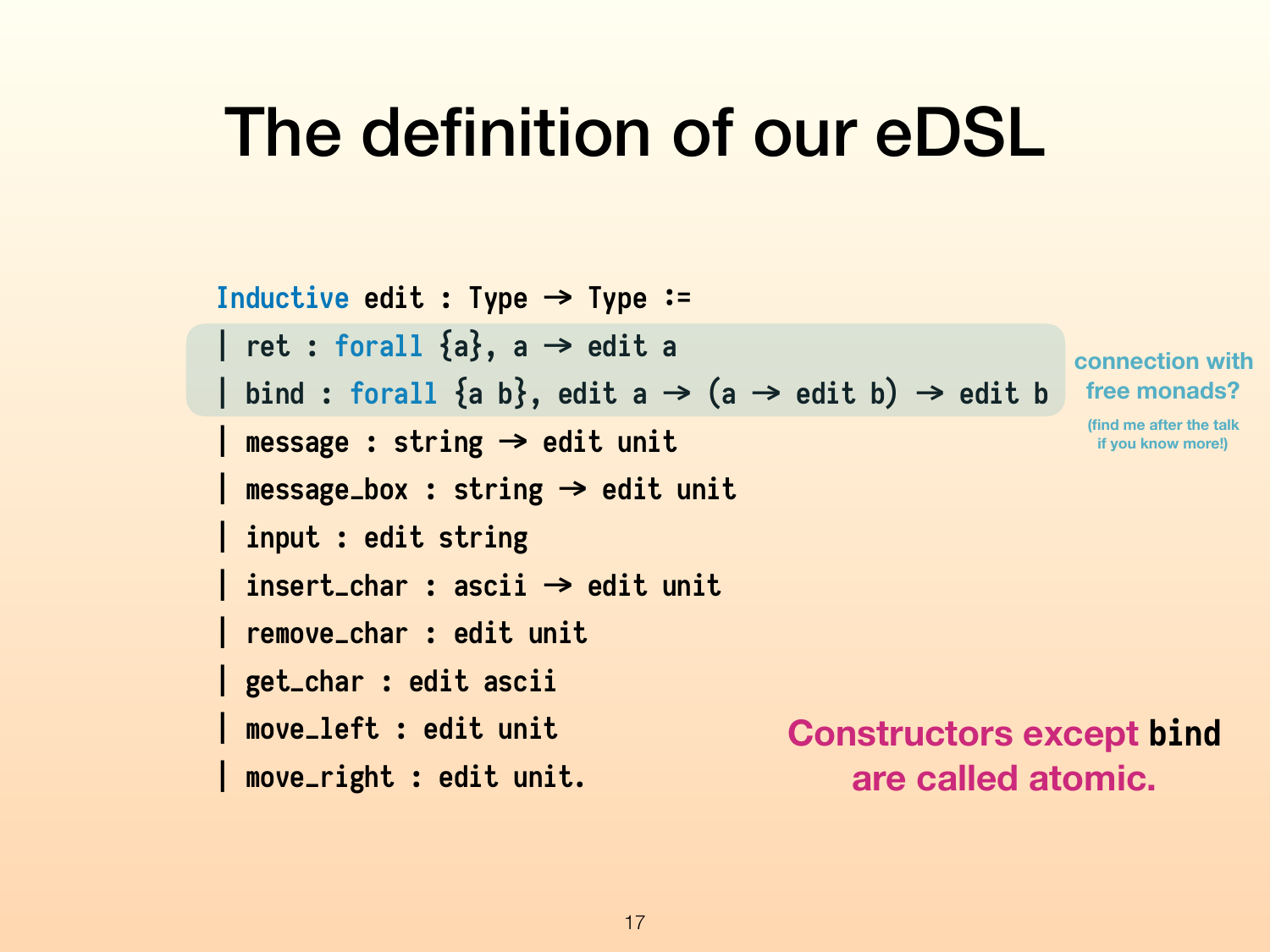# The definition of our eDSL

```
Inductive edit : Type → Type :=
| ret : forall {a}, a → edit a
| bind : forall {a b}, edit a → (a → edit b) → edit b
| message : string → edit unit
| message_box : string → edit unit
| input : edit string
| insert_char : ascii → edit unit
| remove_char : edit unit
| get_char : edit ascii
| move_left : edit unit
| move_right : edit unit.
```

connection with free monads?

(find me after the talk if you know more!)

**Constructors except `bind` are called atomic.**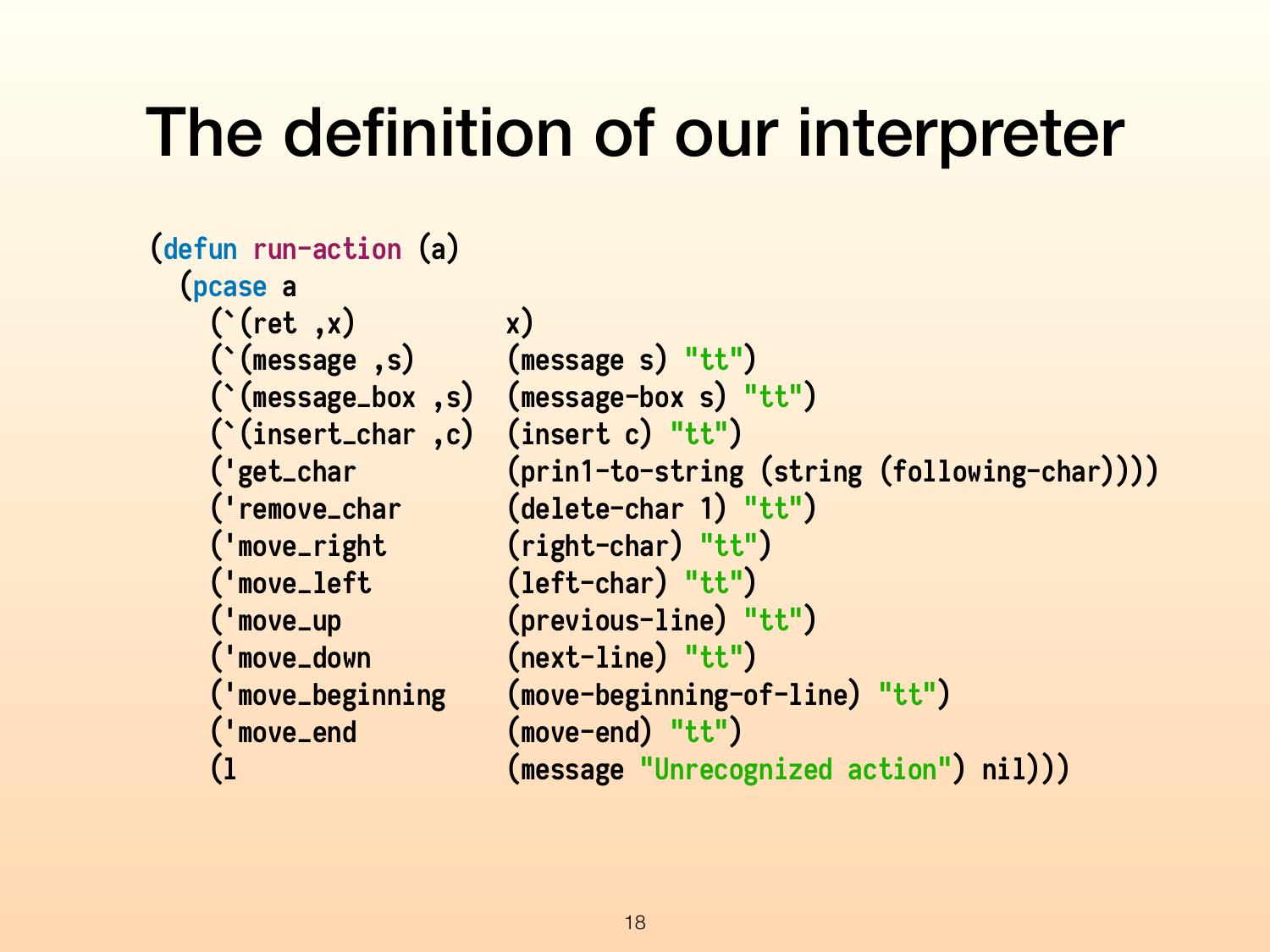# The definition of our interpreter

```
(defun run-action (a)
  (pcase a
    (`(ret ,x)          x)
    (`(message ,s)      (message s) "tt")
    (`(message_box ,s)  (message-box s) "tt")
    (`(insert_char ,c)  (insert c) "tt")
    ('get_char          (prin1-to-string (string (following-char))))
    ('remove_char       (delete-char 1) "tt")
    ('move_right        (right-char) "tt")
    ('move_left         (left-char) "tt")
    ('move_up           (previous-line) "tt")
    ('move_down         (next-line) "tt")
    ('move_beginning    (move-beginning-of-line) "tt")
    ('move_end          (move-end) "tt")
    (l                  (message "Unrecognized action") nil)))
```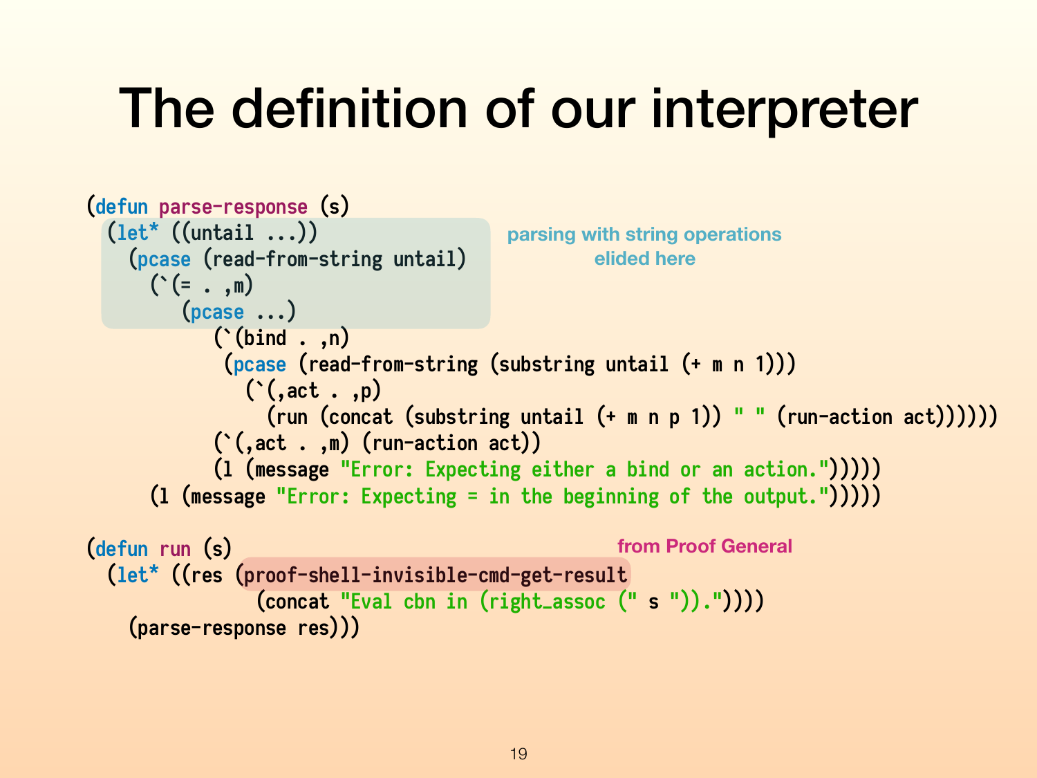# The definition of our interpreter

```
(defun parse-response (s)
  (let* ((untail ...))
    (pcase (read-from-string untail)
      (`(= . ,m)
         (pcase ...)
            (`(bind . ,n)
             (pcase (read-from-string (substring untail (+ m n 1)))
               (`(,act . ,p)
                 (run (concat (substring untail (+ m n p 1)) " " (run-action act))))))
            (`(,act . ,m) (run-action act))
            (l (message "Error: Expecting either a bind or an action.")))))
      (l (message "Error: Expecting = in the beginning of the output.")))))

(defun run (s)
  (let* ((res (proof-shell-invisible-cmd-get-result
               (concat "Eval cbn in (right_assoc (" s ")).")))
    (parse-response res)))
```

parsing with string operations elided here

from Proof General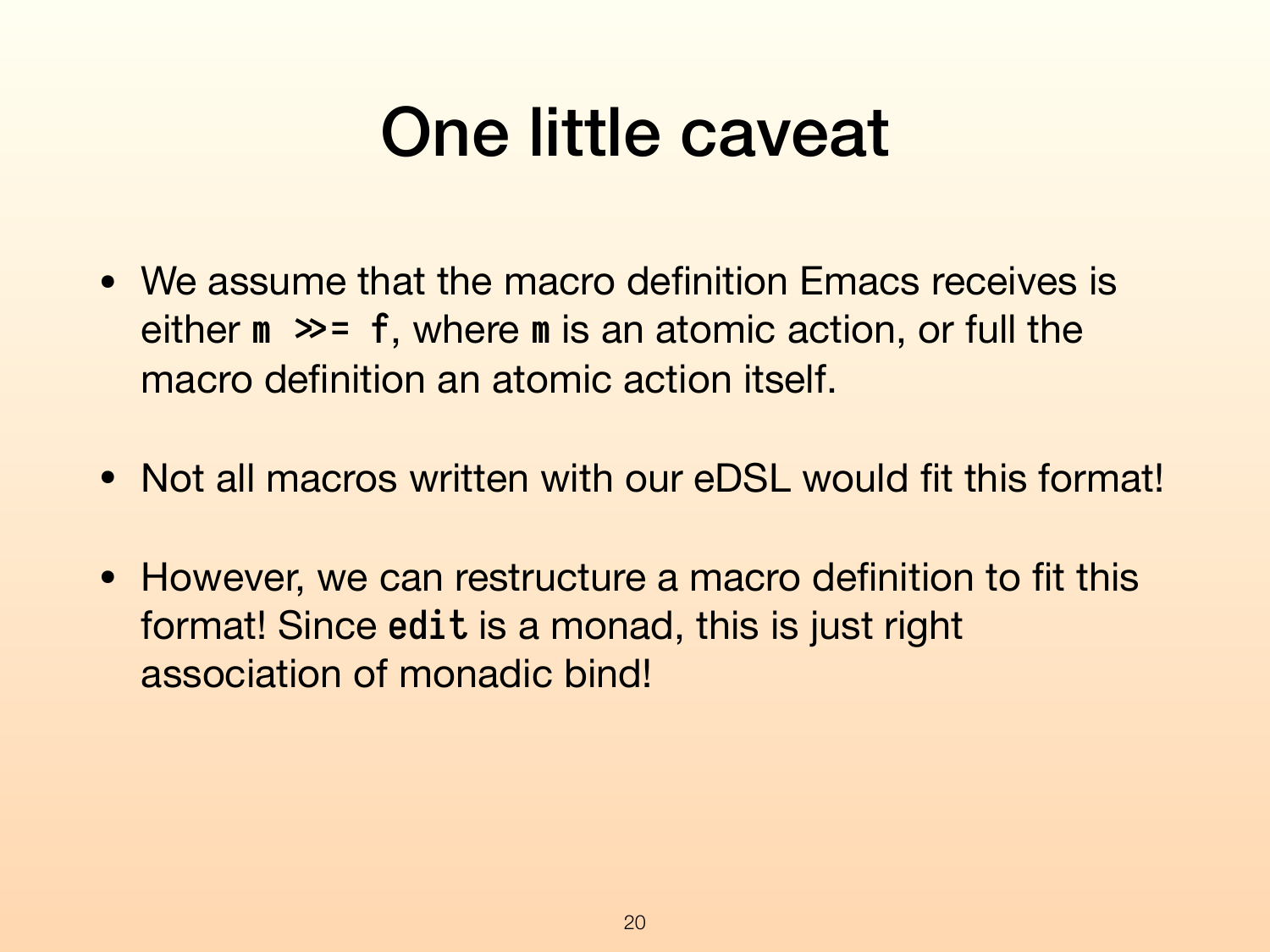# One little caveat

- We assume that the macro definition Emacs receives is either `m >>= f`, where `m` is an atomic action, or full the macro definition an atomic action itself.
- Not all macros written with our eDSL would fit this format!
- However, we can restructure a macro definition to fit this format! Since `edit` is a monad, this is just right association of monadic bind!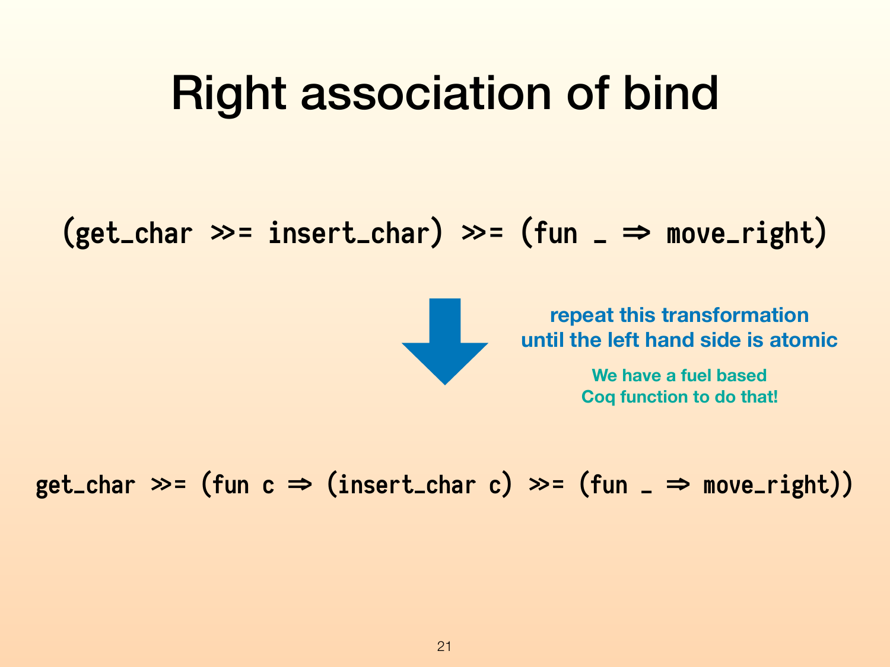# Right association of bind

```
(get_char >>= insert_char) >>= (fun _ => move_right)
```

⬇

**repeat this transformation until the left hand side is atomic**

**We have a fuel based Coq function to do that!**

```
get_char >>= (fun c => (insert_char c) >>= (fun _ => move_right))
```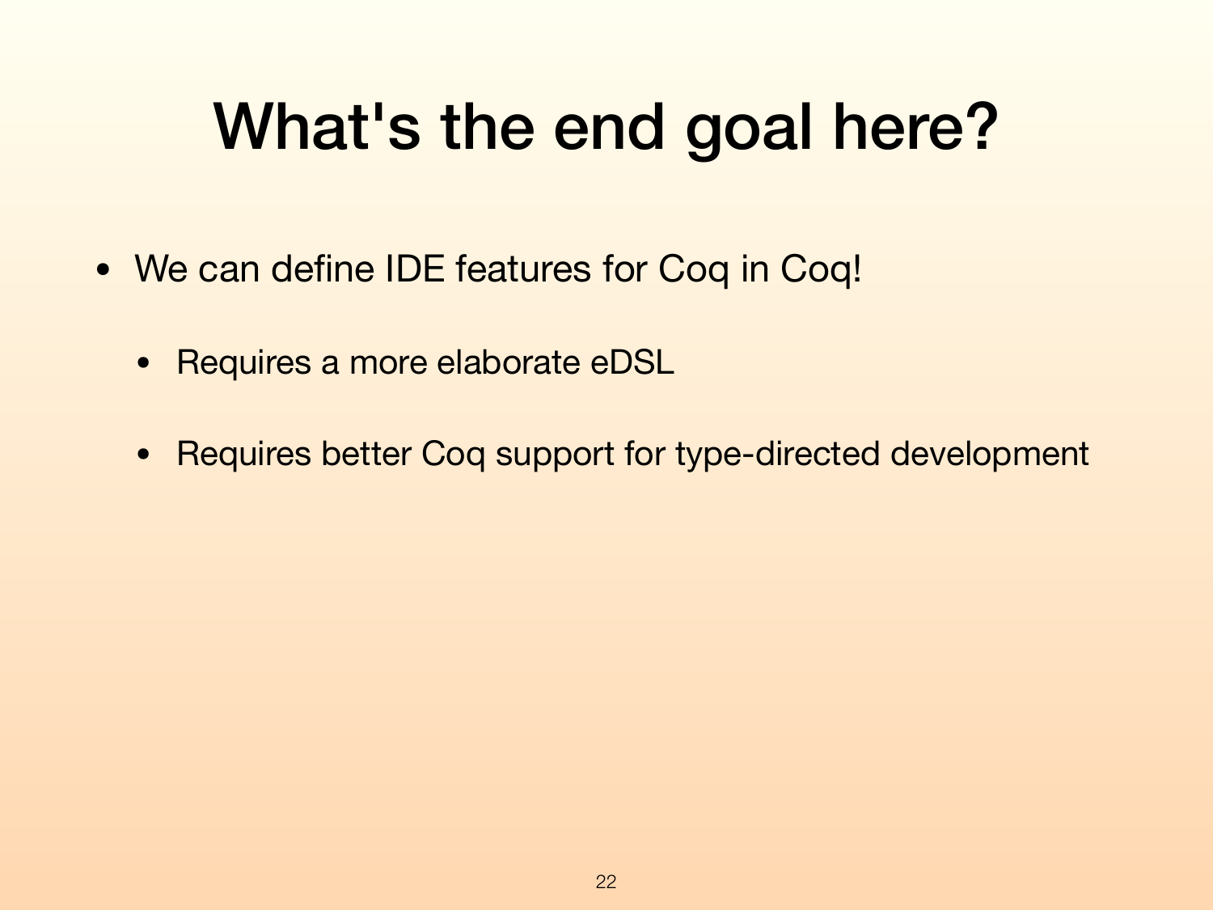# What's the end goal here?

- We can define IDE features for Coq in Coq!
  - Requires a more elaborate eDSL
  - Requires better Coq support for type-directed development